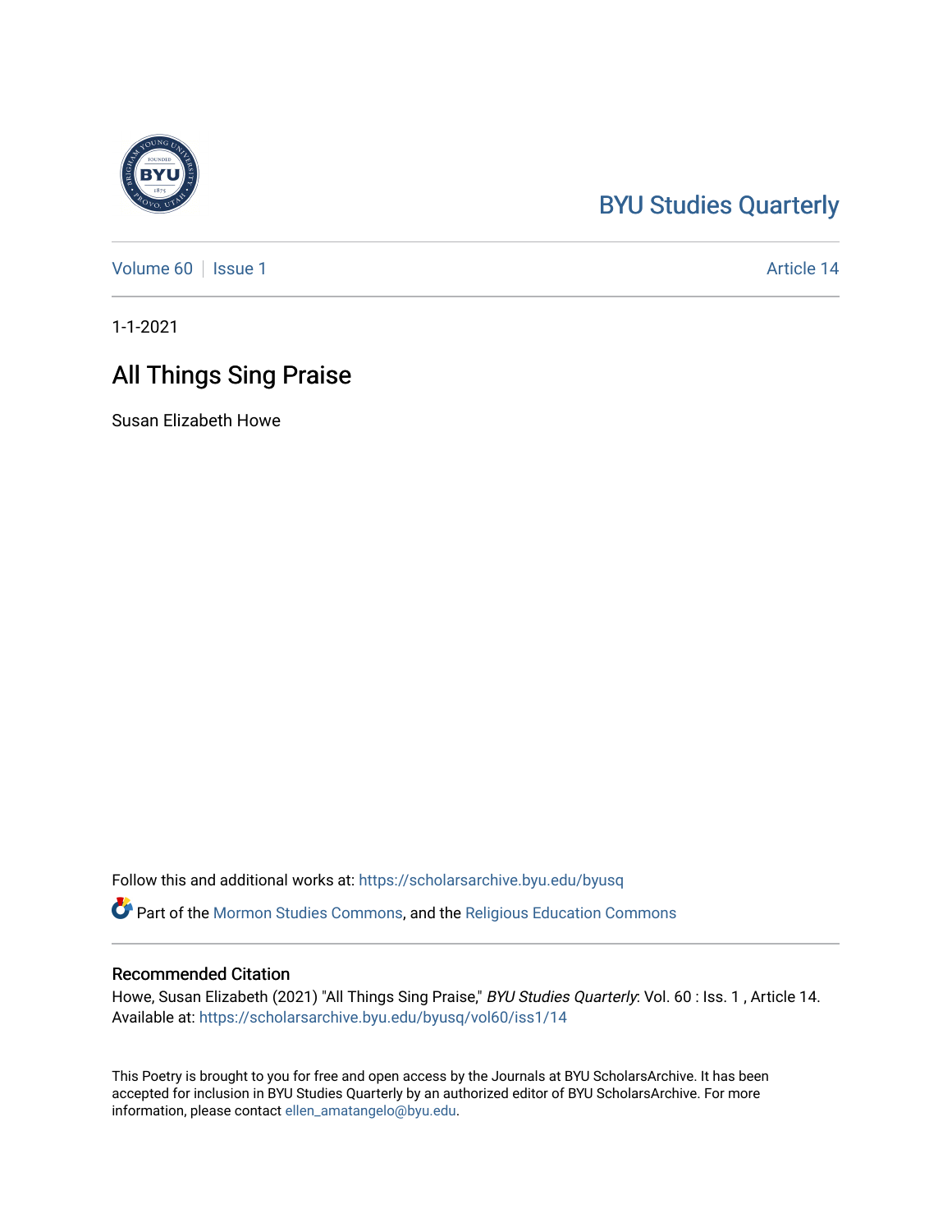BYU Studies Quarterly

Volume 60 | Issue 1 Article 14

1-1-2021

# All Things Sing Praise

Susan Elizabeth Howe

Follow this and additional works at: https://scholarsarchive.byu.edu/byusq

Part of the Mormon Studies Commons, and the Religious Education Commons

## Recommended Citation

Howe, Susan Elizabeth (2021) "All Things Sing Praise," *BYU Studies Quarterly*: Vol. 60 : Iss. 1 , Article 14.
Available at: https://scholarsarchive.byu.edu/byusq/vol60/iss1/14

This Poetry is brought to you for free and open access by the Journals at BYU ScholarsArchive. It has been accepted for inclusion in BYU Studies Quarterly by an authorized editor of BYU ScholarsArchive. For more information, please contact ellen_amatangelo@byu.edu.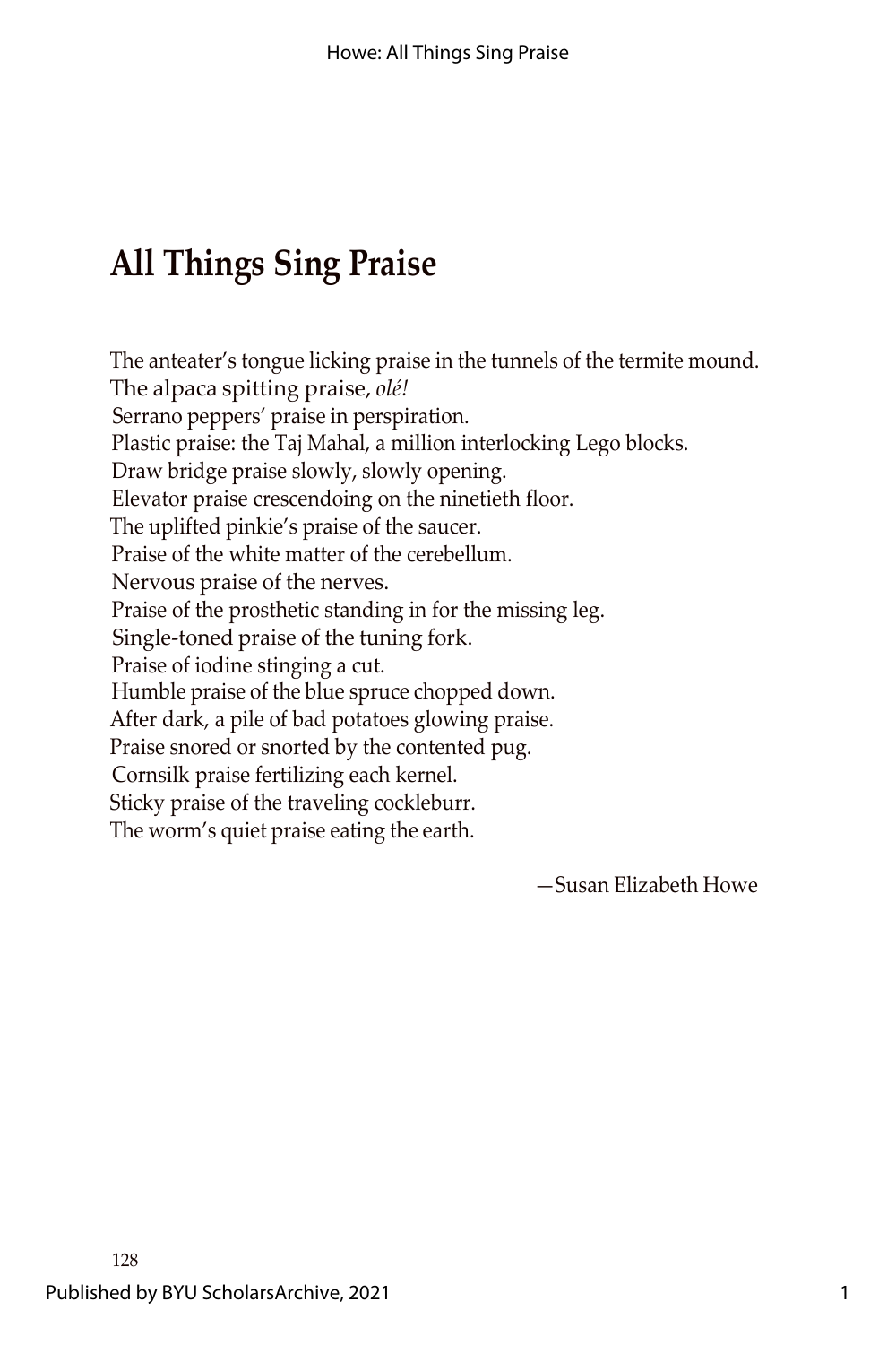# All Things Sing Praise

The anteater's tongue licking praise in the tunnels of the termite mound.  
The alpaca spitting praise, *olé!*  
Serrano peppers' praise in perspiration.  
Plastic praise: the Taj Mahal, a million interlocking Lego blocks.  
Draw bridge praise slowly, slowly opening.  
Elevator praise crescendoing on the ninetieth floor.  
The uplifted pinkie's praise of the saucer.  
Praise of the white matter of the cerebellum.  
Nervous praise of the nerves.  
Praise of the prosthetic standing in for the missing leg.  
Single-toned praise of the tuning fork.  
Praise of iodine stinging a cut.  
Humble praise of the blue spruce chopped down.  
After dark, a pile of bad potatoes glowing praise.  
Praise snored or snorted by the contented pug.  
Cornsilk praise fertilizing each kernel.  
Sticky praise of the traveling cockleburr.  
The worm's quiet praise eating the earth.

—Susan Elizabeth Howe